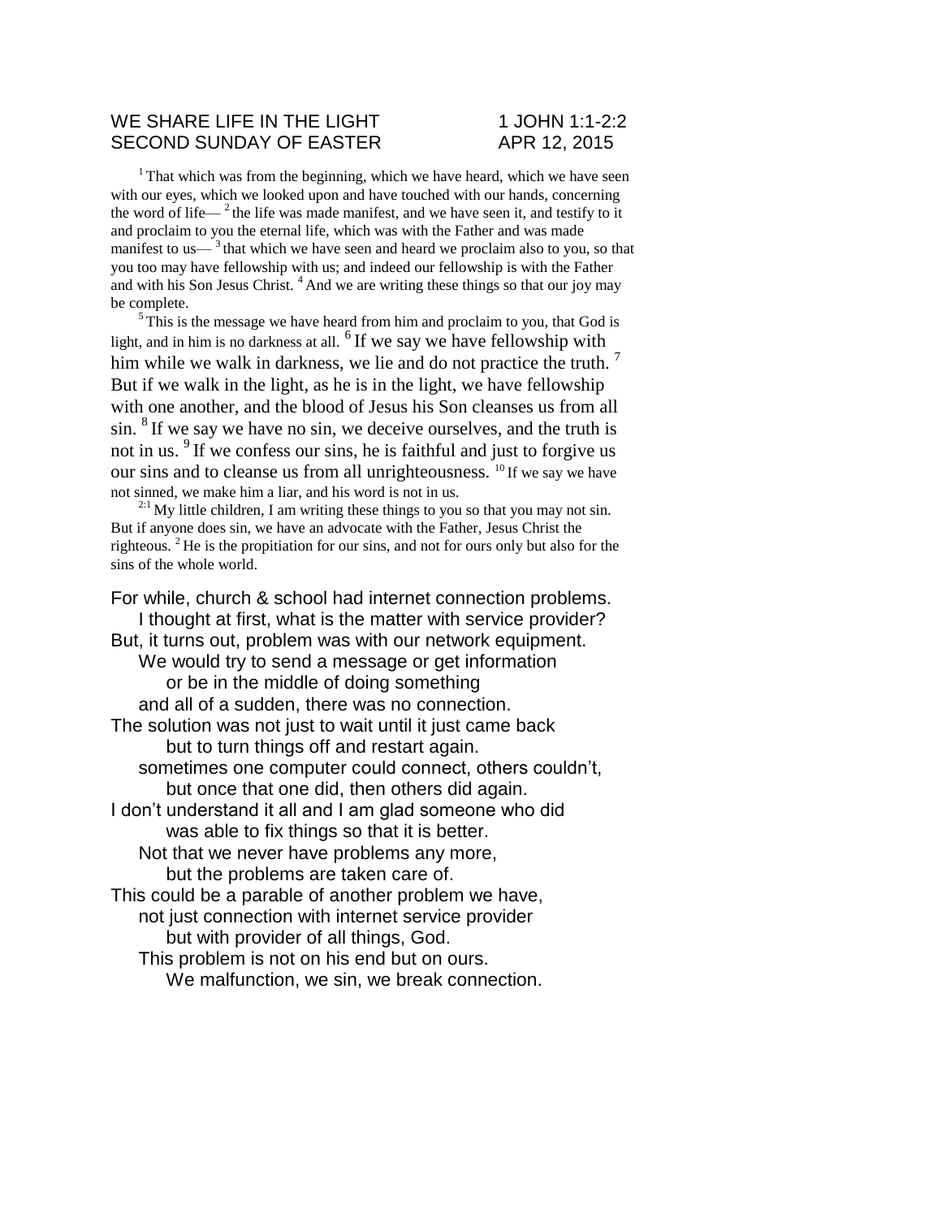WE SHARE LIFE IN THE LIGHT — 1 JOHN 1:1-2:2
SECOND SUNDAY OF EASTER — APR 12, 2015

[1] That which was from the beginning, which we have heard, which we have seen with our eyes, which we looked upon and have touched with our hands, concerning the word of life— [2] the life was made manifest, and we have seen it, and testify to it and proclaim to you the eternal life, which was with the Father and was made manifest to us— [3] that which we have seen and heard we proclaim also to you, so that you too may have fellowship with us; and indeed our fellowship is with the Father and with his Son Jesus Christ. [4] And we are writing these things so that our joy may be complete.

[5] This is the message we have heard from him and proclaim to you, that God is light, and in him is no darkness at all. [6] If we say we have fellowship with him while we walk in darkness, we lie and do not practice the truth. [7] But if we walk in the light, as he is in the light, we have fellowship with one another, and the blood of Jesus his Son cleanses us from all sin. [8] If we say we have no sin, we deceive ourselves, and the truth is not in us. [9] If we confess our sins, he is faithful and just to forgive us our sins and to cleanse us from all unrighteousness. [10] If we say we have not sinned, we make him a liar, and his word is not in us.

[2:1] My little children, I am writing these things to you so that you may not sin. But if anyone does sin, we have an advocate with the Father, Jesus Christ the righteous. [2] He is the propitiation for our sins, and not for ours only but also for the sins of the whole world.

For while, church & school had internet connection problems.
I thought at first, what is the matter with service provider?
But, it turns out, problem was with our network equipment.
We would try to send a message or get information
or be in the middle of doing something
and all of a sudden, there was no connection.
The solution was not just to wait until it just came back
but to turn things off and restart again.
sometimes one computer could connect, others couldn't,
but once that one did, then others did again.
I don't understand it all and I am glad someone who did
was able to fix things so that it is better.
Not that we never have problems any more,
but the problems are taken care of.
This could be a parable of another problem we have,
not just connection with internet service provider
but with provider of all things, God.
This problem is not on his end but on ours.
We malfunction, we sin, we break connection.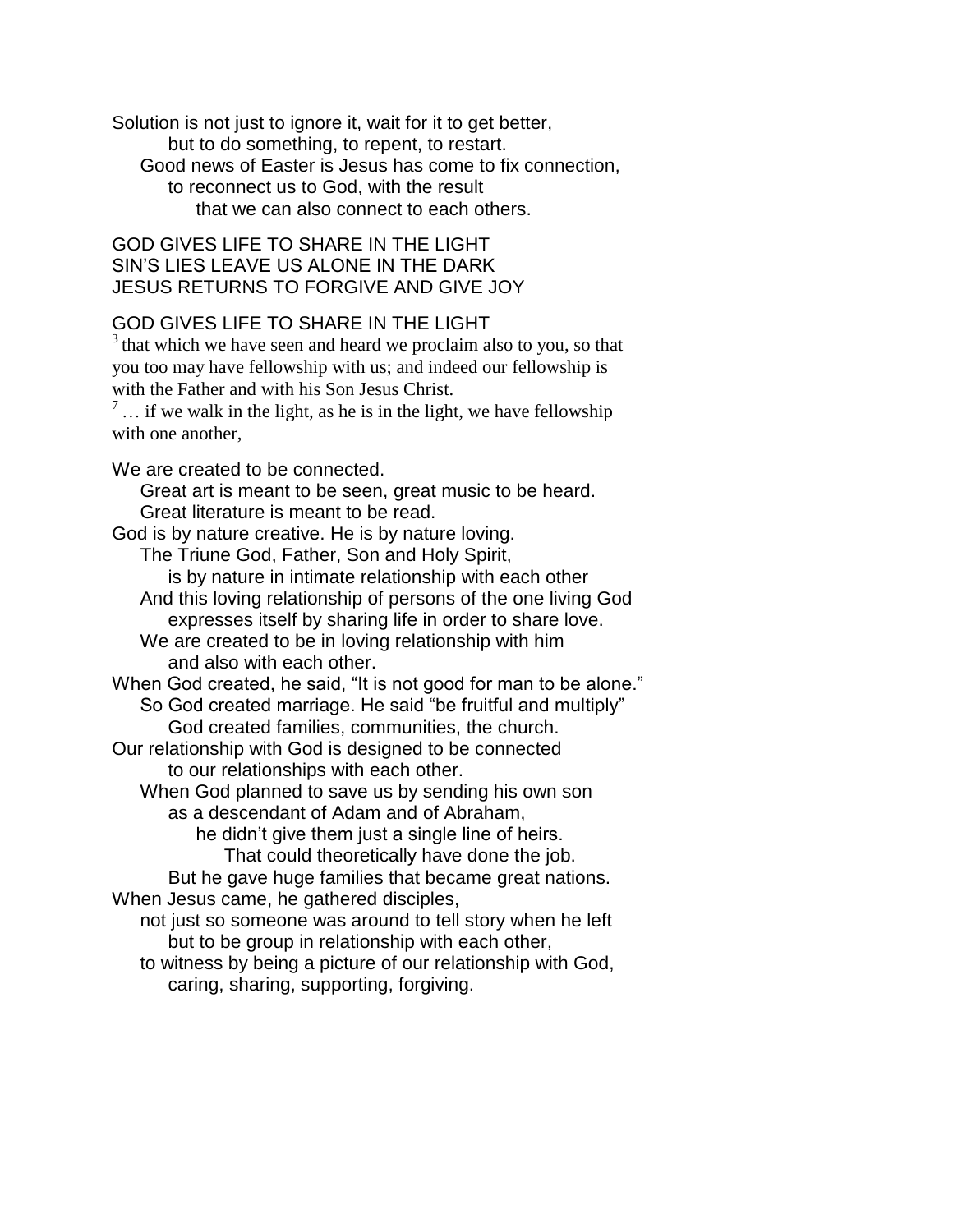Solution is not just to ignore it, wait for it to get better,
but to do something, to repent, to restart.
Good news of Easter is Jesus has come to fix connection,
to reconnect us to God, with the result
that we can also connect to each others.

GOD GIVES LIFE TO SHARE IN THE LIGHT
SIN'S LIES LEAVE US ALONE IN THE DARK
JESUS RETURNS TO FORGIVE AND GIVE JOY

GOD GIVES LIFE TO SHARE IN THE LIGHT

[3] that which we have seen and heard we proclaim also to you, so that you too may have fellowship with us; and indeed our fellowship is with the Father and with his Son Jesus Christ.

[7] … if we walk in the light, as he is in the light, we have fellowship with one another,

We are created to be connected.
Great art is meant to be seen, great music to be heard.
Great literature is meant to be read.
God is by nature creative. He is by nature loving.
The Triune God, Father, Son and Holy Spirit,
is by nature in intimate relationship with each other
And this loving relationship of persons of the one living God
expresses itself by sharing life in order to share love.
We are created to be in loving relationship with him
and also with each other.
When God created, he said, "It is not good for man to be alone."
So God created marriage. He said "be fruitful and multiply"
God created families, communities, the church.
Our relationship with God is designed to be connected
to our relationships with each other.
When God planned to save us by sending his own son
as a descendant of Adam and of Abraham,
he didn't give them just a single line of heirs.
That could theoretically have done the job.
But he gave huge families that became great nations.
When Jesus came, he gathered disciples,
not just so someone was around to tell story when he left
but to be group in relationship with each other,
to witness by being a picture of our relationship with God,
caring, sharing, supporting, forgiving.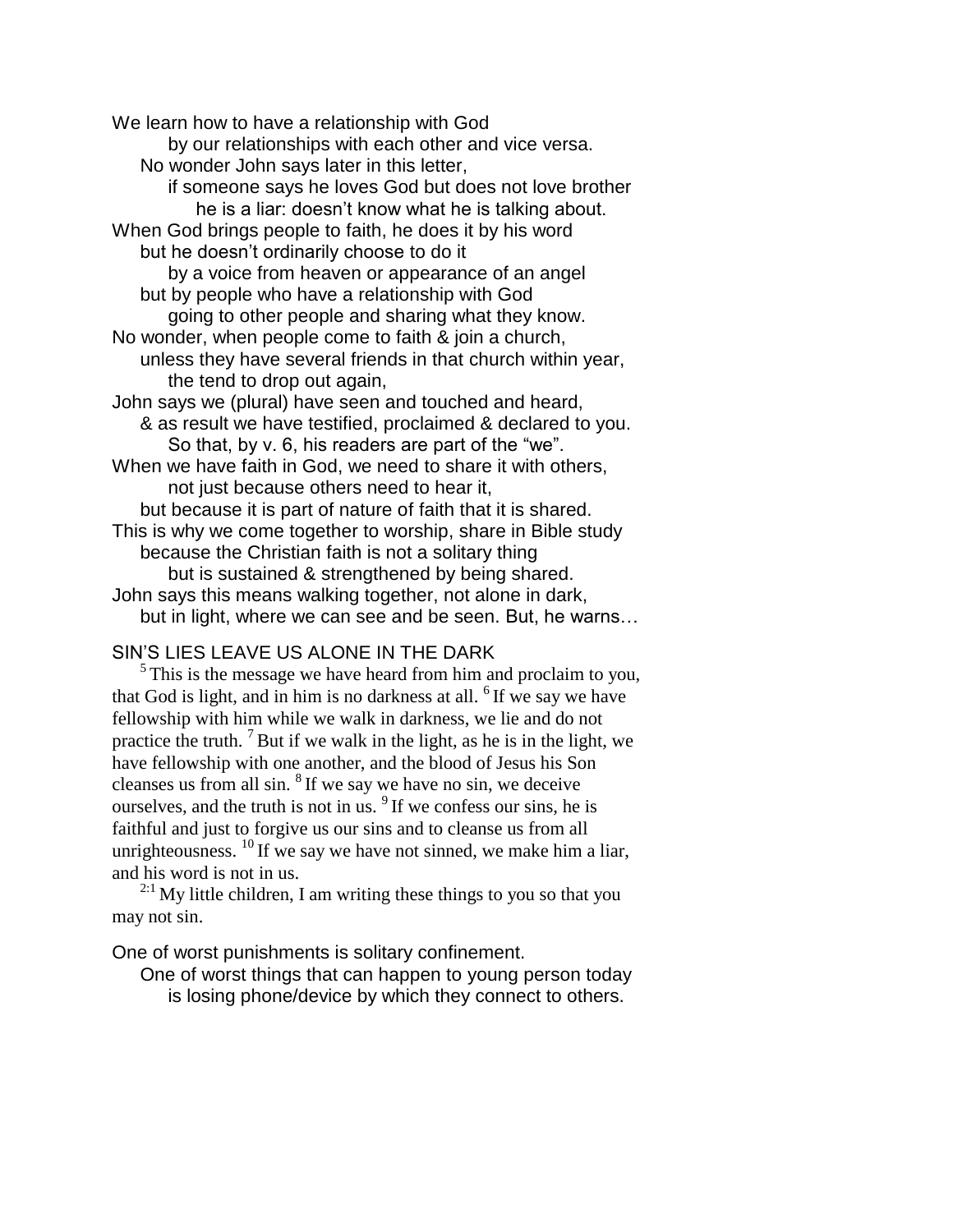We learn how to have a relationship with God
        by our relationships with each other and vice versa.
    No wonder John says later in this letter,
        if someone says he loves God but does not love brother
            he is a liar: doesn't know what he is talking about.
When God brings people to faith, he does it by his word
    but he doesn't ordinarily choose to do it
        by a voice from heaven or appearance of an angel
    but by people who have a relationship with God
        going to other people and sharing what they know.
No wonder, when people come to faith & join a church,
    unless they have several friends in that church within year,
        the tend to drop out again,
John says we (plural) have seen and touched and heard,
    & as result we have testified, proclaimed & declared to you.
        So that, by v. 6, his readers are part of the "we".
When we have faith in God, we need to share it with others,
        not just because others need to hear it,
    but because it is part of nature of faith that it is shared.
This is why we come together to worship, share in Bible study
    because the Christian faith is not a solitary thing
        but is sustained & strengthened by being shared.
John says this means walking together, not alone in dark,
    but in light, where we can see and be seen. But, he warns…

SIN'S LIES LEAVE US ALONE IN THE DARK

[5] This is the message we have heard from him and proclaim to you, that God is light, and in him is no darkness at all. [6] If we say we have fellowship with him while we walk in darkness, we lie and do not practice the truth. [7] But if we walk in the light, as he is in the light, we have fellowship with one another, and the blood of Jesus his Son cleanses us from all sin. [8] If we say we have no sin, we deceive ourselves, and the truth is not in us. [9] If we confess our sins, he is faithful and just to forgive us our sins and to cleanse us from all unrighteousness. [10] If we say we have not sinned, we make him a liar, and his word is not in us.

[2:1] My little children, I am writing these things to you so that you may not sin.

One of worst punishments is solitary confinement.
    One of worst things that can happen to young person today
        is losing phone/device by which they connect to others.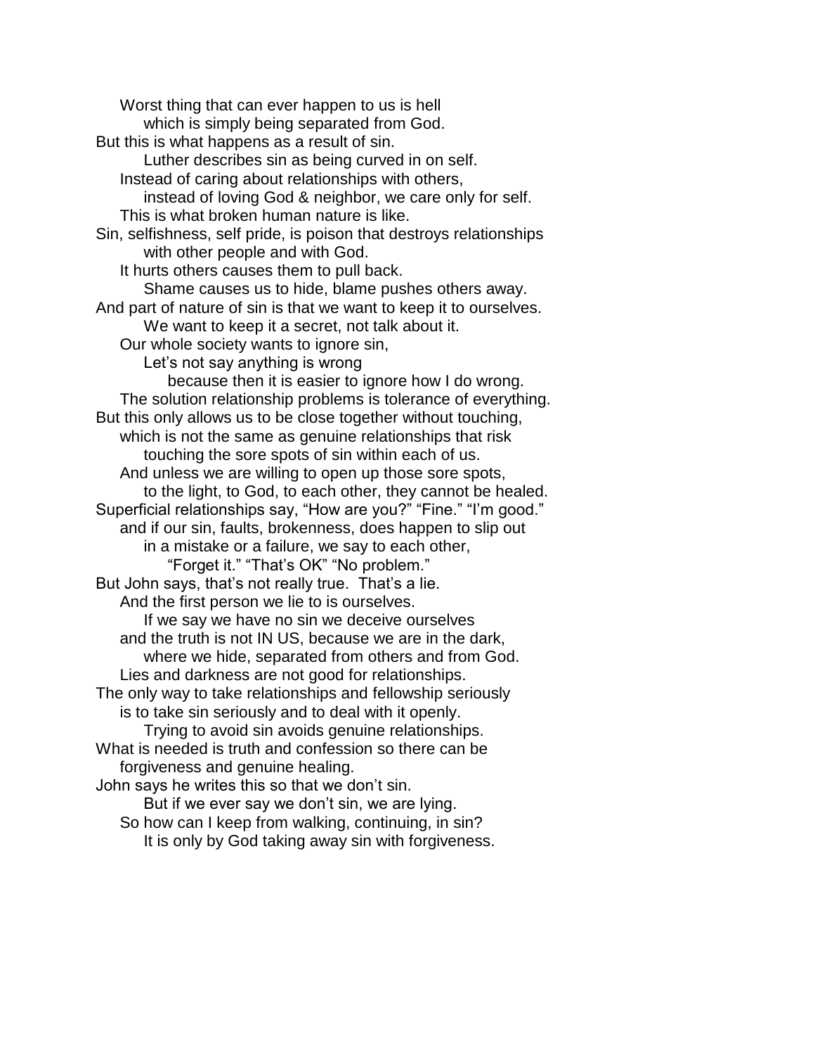Worst thing that can ever happen to us is hell
which is simply being separated from God.
But this is what happens as a result of sin.
Luther describes sin as being curved in on self.
Instead of caring about relationships with others,
instead of loving God & neighbor, we care only for self.
This is what broken human nature is like.
Sin, selfishness, self pride, is poison that destroys relationships
with other people and with God.
It hurts others causes them to pull back.
Shame causes us to hide, blame pushes others away.
And part of nature of sin is that we want to keep it to ourselves.
We want to keep it a secret, not talk about it.
Our whole society wants to ignore sin,
Let's not say anything is wrong
because then it is easier to ignore how I do wrong.
The solution relationship problems is tolerance of everything.
But this only allows us to be close together without touching,
which is not the same as genuine relationships that risk
touching the sore spots of sin within each of us.
And unless we are willing to open up those sore spots,
to the light, to God, to each other, they cannot be healed.
Superficial relationships say, "How are you?" "Fine." "I'm good."
and if our sin, faults, brokenness, does happen to slip out
in a mistake or a failure, we say to each other,
"Forget it." "That's OK" "No problem."
But John says, that's not really true. That's a lie.
And the first person we lie to is ourselves.
If we say we have no sin we deceive ourselves
and the truth is not IN US, because we are in the dark,
where we hide, separated from others and from God.
Lies and darkness are not good for relationships.
The only way to take relationships and fellowship seriously
is to take sin seriously and to deal with it openly.
Trying to avoid sin avoids genuine relationships.
What is needed is truth and confession so there can be
forgiveness and genuine healing.
John says he writes this so that we don't sin.
But if we ever say we don't sin, we are lying.
So how can I keep from walking, continuing, in sin?
It is only by God taking away sin with forgiveness.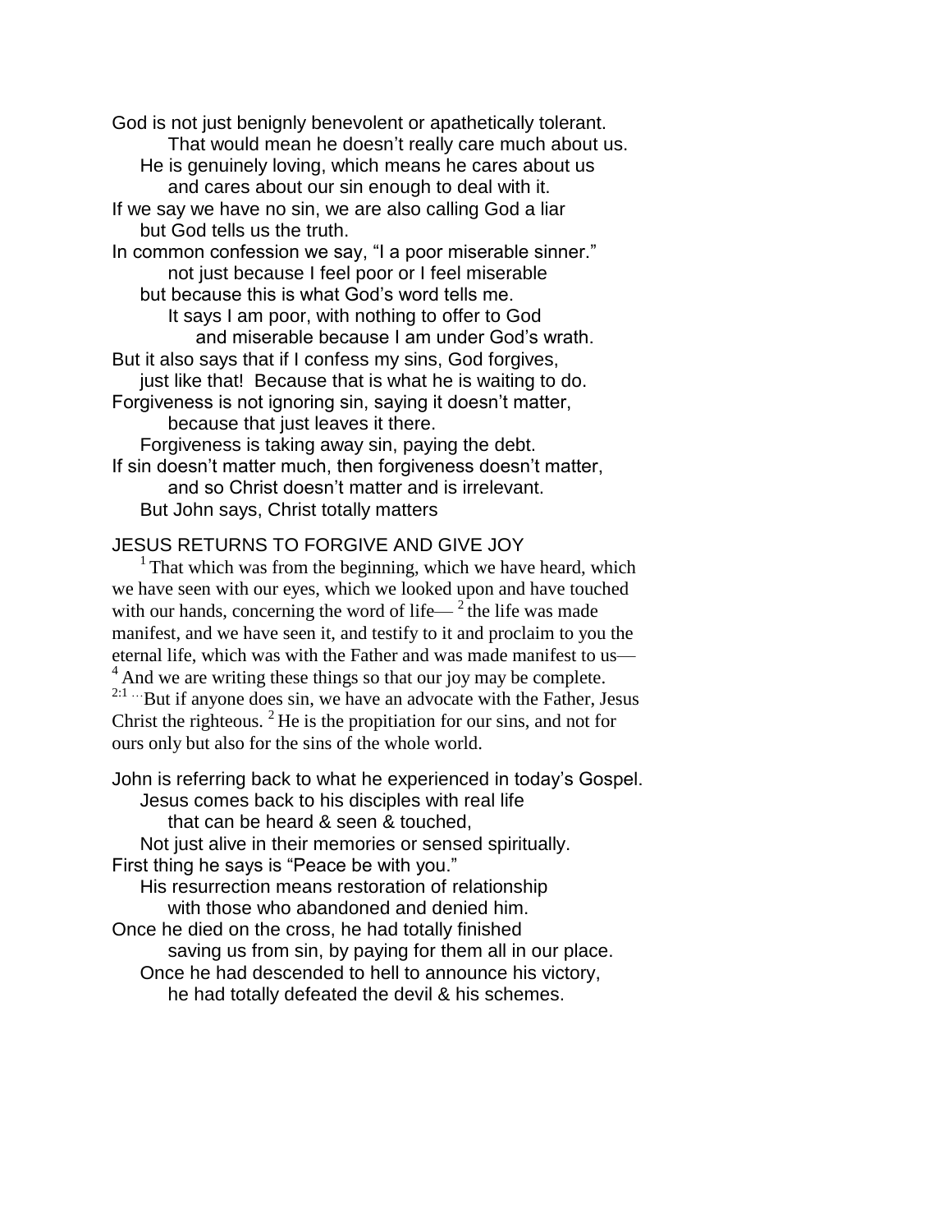God is not just benignly benevolent or apathetically tolerant.
That would mean he doesn't really care much about us.
He is genuinely loving, which means he cares about us
and cares about our sin enough to deal with it.
If we say we have no sin, we are also calling God a liar
but God tells us the truth.
In common confession we say, "I a poor miserable sinner."
not just because I feel poor or I feel miserable
but because this is what God's word tells me.
It says I am poor, with nothing to offer to God
and miserable because I am under God's wrath.
But it also says that if I confess my sins, God forgives,
just like that! Because that is what he is waiting to do.
Forgiveness is not ignoring sin, saying it doesn't matter,
because that just leaves it there.
Forgiveness is taking away sin, paying the debt.
If sin doesn't matter much, then forgiveness doesn't matter,
and so Christ doesn't matter and is irrelevant.
But John says, Christ totally matters

JESUS RETURNS TO FORGIVE AND GIVE JOY

[1] That which was from the beginning, which we have heard, which we have seen with our eyes, which we looked upon and have touched with our hands, concerning the word of life— [2] the life was made manifest, and we have seen it, and testify to it and proclaim to you the eternal life, which was with the Father and was made manifest to us— [4] And we are writing these things so that our joy may be complete. [2:1 …]But if anyone does sin, we have an advocate with the Father, Jesus Christ the righteous. [2] He is the propitiation for our sins, and not for ours only but also for the sins of the whole world.

John is referring back to what he experienced in today's Gospel.
Jesus comes back to his disciples with real life
that can be heard & seen & touched,
Not just alive in their memories or sensed spiritually.
First thing he says is "Peace be with you."
His resurrection means restoration of relationship
with those who abandoned and denied him.
Once he died on the cross, he had totally finished
saving us from sin, by paying for them all in our place.
Once he had descended to hell to announce his victory,
he had totally defeated the devil & his schemes.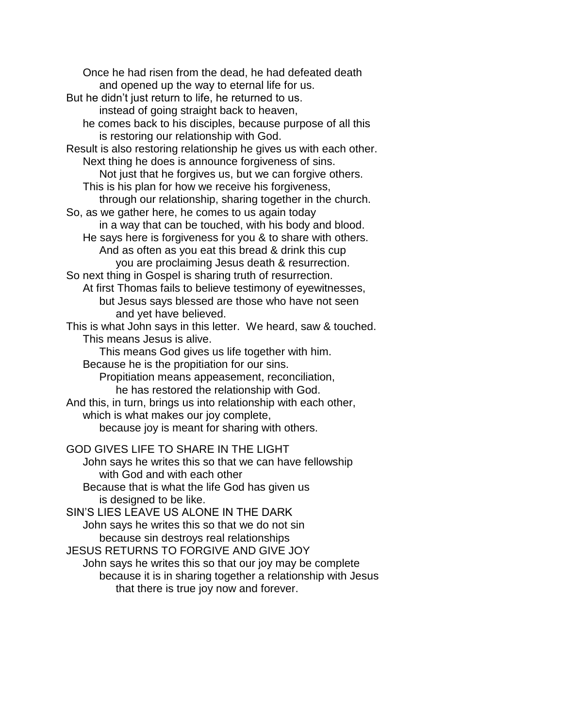Once he had risen from the dead, he had defeated death
and opened up the way to eternal life for us.

But he didn't just return to life, he returned to us.
instead of going straight back to heaven,
he comes back to his disciples, because purpose of all this
is restoring our relationship with God.

Result is also restoring relationship he gives us with each other.
Next thing he does is announce forgiveness of sins.
Not just that he forgives us, but we can forgive others.
This is his plan for how we receive his forgiveness,
through our relationship, sharing together in the church.

So, as we gather here, he comes to us again today
in a way that can be touched, with his body and blood.
He says here is forgiveness for you & to share with others.
And as often as you eat this bread & drink this cup
you are proclaiming Jesus death & resurrection.

So next thing in Gospel is sharing truth of resurrection.
At first Thomas fails to believe testimony of eyewitnesses,
but Jesus says blessed are those who have not seen
and yet have believed.

This is what John says in this letter. We heard, saw & touched.
This means Jesus is alive.
This means God gives us life together with him.
Because he is the propitiation for our sins.
Propitiation means appeasement, reconciliation,
he has restored the relationship with God.

And this, in turn, brings us into relationship with each other,
which is what makes our joy complete,
because joy is meant for sharing with others.

GOD GIVES LIFE TO SHARE IN THE LIGHT
John says he writes this so that we can have fellowship
with God and with each other
Because that is what the life God has given us
is designed to be like.

SIN'S LIES LEAVE US ALONE IN THE DARK
John says he writes this so that we do not sin
because sin destroys real relationships

JESUS RETURNS TO FORGIVE AND GIVE JOY
John says he writes this so that our joy may be complete
because it is in sharing together a relationship with Jesus
that there is true joy now and forever.